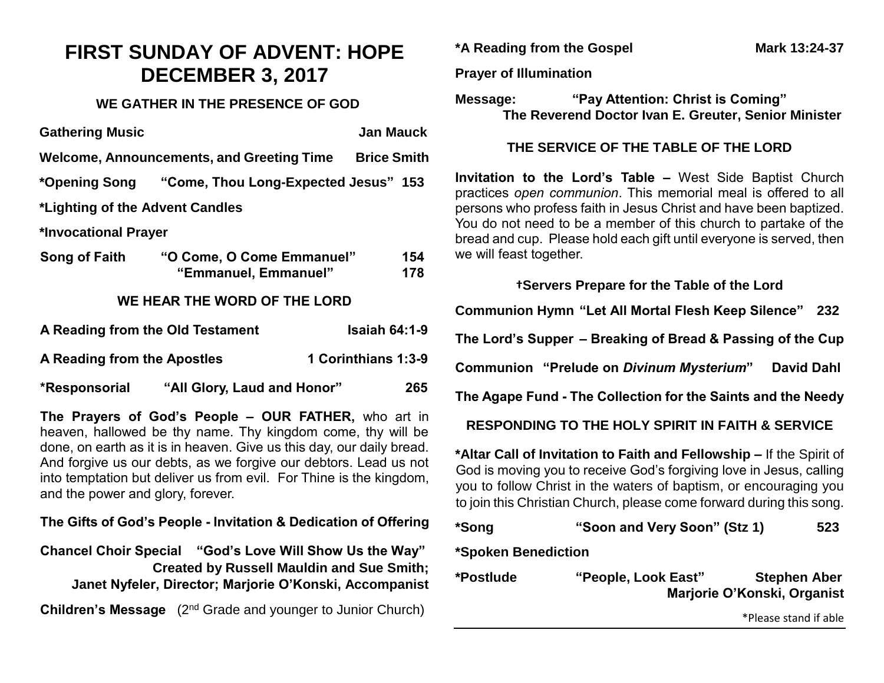# FIRST SUNDAY OF ADVENT: HOPE
# DECEMBER 3, 2017

## WE GATHER IN THE PRESENCE OF GOD

**Gathering Music** **Jan Mauck**

**Welcome, Announcements, and Greeting Time** **Brice Smith**

***Opening Song** **"Come, Thou Long-Expected Jesus" 153**

***Lighting of the Advent Candles**

***Invocational Prayer**

**Song of Faith** **"O Come, O Come Emmanuel" 154**
**"Emmanuel, Emmanuel" 178**

## WE HEAR THE WORD OF THE LORD

**A Reading from the Old Testament** **Isaiah 64:1-9**

**A Reading from the Apostles** **1 Corinthians 1:3-9**

***Responsorial** **"All Glory, Laud and Honor" 265**

**The Prayers of God's People – OUR FATHER,** who art in heaven, hallowed be thy name. Thy kingdom come, thy will be done, on earth as it is in heaven. Give us this day, our daily bread. And forgive us our debts, as we forgive our debtors. Lead us not into temptation but deliver us from evil. For Thine is the kingdom, and the power and glory, forever.

**The Gifts of God's People - Invitation & Dedication of Offering**

**Chancel Choir Special** **"God's Love Will Show Us the Way"**
**Created by Russell Mauldin and Sue Smith;**
**Janet Nyfeler, Director; Marjorie O'Konski, Accompanist**

**Children's Message** (2nd Grade and younger to Junior Church)

***A Reading from the Gospel** **Mark 13:24-37**

**Prayer of Illumination**

**Message:** **"Pay Attention: Christ is Coming"**
**The Reverend Doctor Ivan E. Greuter, Senior Minister**

## THE SERVICE OF THE TABLE OF THE LORD

**Invitation to the Lord's Table –** West Side Baptist Church practices *open communion*. This memorial meal is offered to all persons who profess faith in Jesus Christ and have been baptized. You do not need to be a member of this church to partake of the bread and cup. Please hold each gift until everyone is served, then we will feast together.

**†Servers Prepare for the Table of the Lord**

**Communion Hymn** **"Let All Mortal Flesh Keep Silence" 232**

**The Lord's Supper – Breaking of Bread & Passing of the Cup**

**Communion** **"Prelude on *Divinum Mysterium*"** **David Dahl**

**The Agape Fund - The Collection for the Saints and the Needy**

## RESPONDING TO THE HOLY SPIRIT IN FAITH & SERVICE

***Altar Call of Invitation to Faith and Fellowship –** If the Spirit of God is moving you to receive God's forgiving love in Jesus, calling you to follow Christ in the waters of baptism, or encouraging you to join this Christian Church, please come forward during this song.

***Song** **"Soon and Very Soon" (Stz 1) 523**

***Spoken Benediction**

***Postlude** **"People, Look East"** **Stephen Aber**
**Marjorie O'Konski, Organist**

*Please stand if able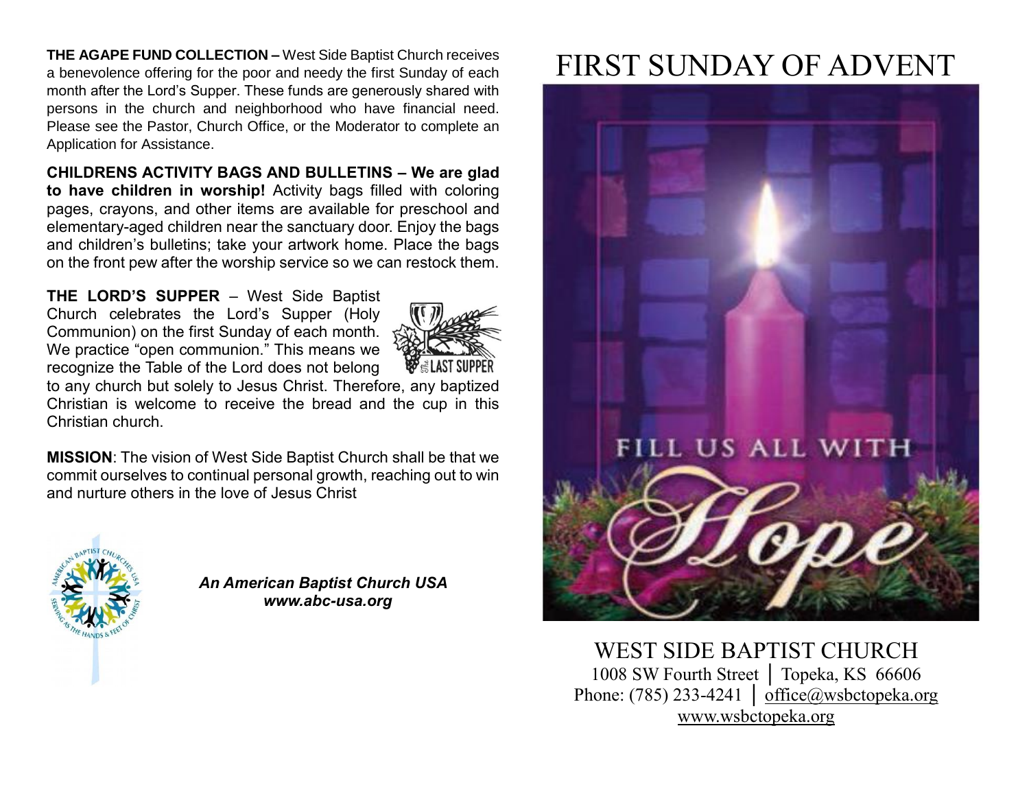**THE AGAPE FUND COLLECTION –** West Side Baptist Church receives a benevolence offering for the poor and needy the first Sunday of each month after the Lord's Supper. These funds are generously shared with persons in the church and neighborhood who have financial need. Please see the Pastor, Church Office, or the Moderator to complete an Application for Assistance.

**CHILDRENS ACTIVITY BAGS AND BULLETINS – We are glad to have children in worship!** Activity bags filled with coloring pages, crayons, and other items are available for preschool and elementary-aged children near the sanctuary door. Enjoy the bags and children's bulletins; take your artwork home. Place the bags on the front pew after the worship service so we can restock them.

**THE LORD'S SUPPER** – West Side Baptist Church celebrates the Lord's Supper (Holy Communion) on the first Sunday of each month. We practice "open communion." This means we recognize the Table of the Lord does not belong to any church but solely to Jesus Christ. Therefore, any baptized Christian is welcome to receive the bread and the cup in this Christian church.

**MISSION**: The vision of West Side Baptist Church shall be that we commit ourselves to continual personal growth, reaching out to win and nurture others in the love of Jesus Christ

***An American Baptist Church USA***
***www.abc-usa.org***

# FIRST SUNDAY OF ADVENT

FILL US ALL WITH Hope

WEST SIDE BAPTIST CHURCH
1008 SW Fourth Street | Topeka, KS 66606
Phone: (785) 233-4241 | office@wsbctopeka.org
www.wsbctopeka.org